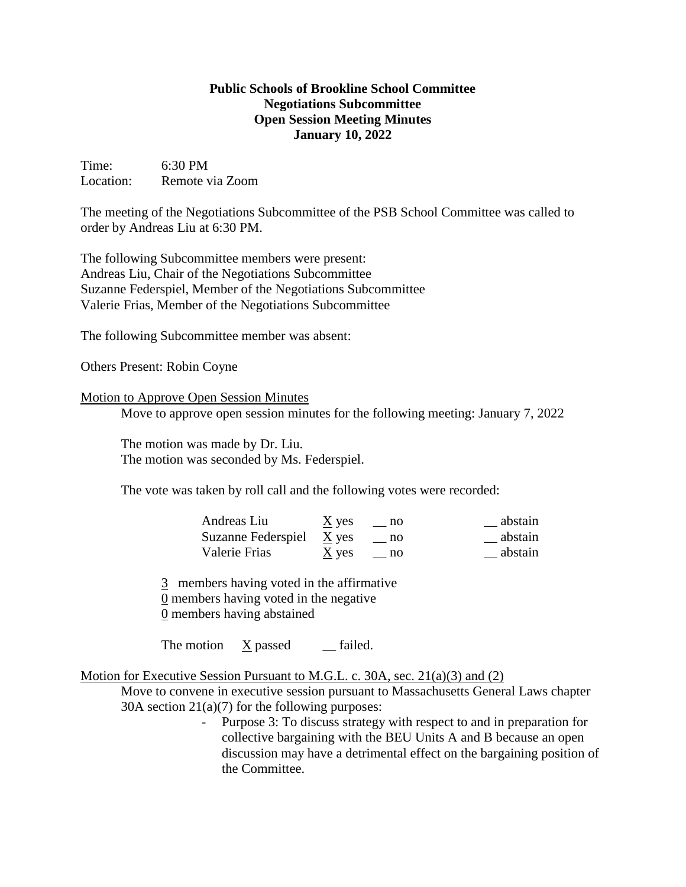**Public Schools of Brookline School Committee**
**Negotiations Subcommittee**
**Open Session Meeting Minutes**
**January 10, 2022**

Time: 6:30 PM
Location: Remote via Zoom

The meeting of the Negotiations Subcommittee of the PSB School Committee was called to order by Andreas Liu at 6:30 PM.

The following Subcommittee members were present:
Andreas Liu, Chair of the Negotiations Subcommittee
Suzanne Federspiel, Member of the Negotiations Subcommittee
Valerie Frias, Member of the Negotiations Subcommittee

The following Subcommittee member was absent:

Others Present: Robin Coyne

Motion to Approve Open Session Minutes

Move to approve open session minutes for the following meeting: January 7, 2022

The motion was made by Dr. Liu.
The motion was seconded by Ms. Federspiel.

The vote was taken by roll call and the following votes were recorded:

| | | | |
|---|---|---|---|
| Andreas Liu | X yes | __ no | __ abstain |
| Suzanne Federspiel | X yes | __ no | __ abstain |
| Valerie Frias | X yes | __ no | __ abstain |

3 members having voted in the affirmative
0 members having voted in the negative
0 members having abstained

The motion X passed __ failed.

Motion for Executive Session Pursuant to M.G.L. c. 30A, sec. 21(a)(3) and (2)

Move to convene in executive session pursuant to Massachusetts General Laws chapter 30A section 21(a)(7) for the following purposes:

- Purpose 3: To discuss strategy with respect to and in preparation for collective bargaining with the BEU Units A and B because an open discussion may have a detrimental effect on the bargaining position of the Committee.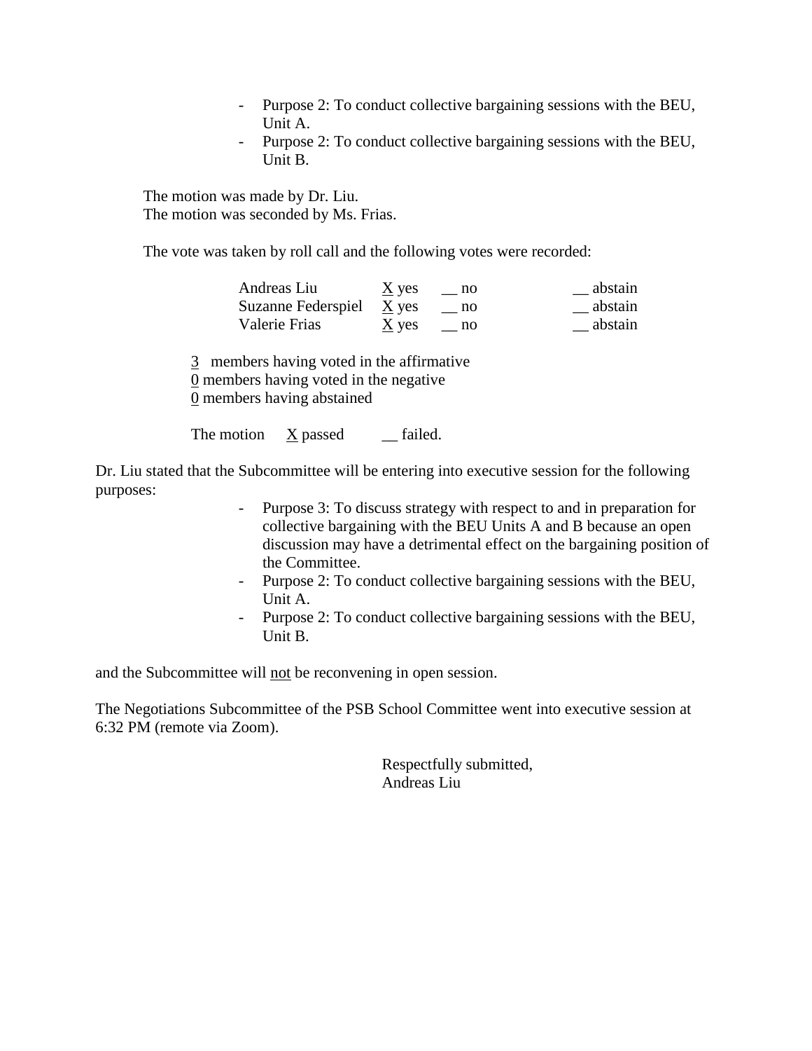- Purpose 2: To conduct collective bargaining sessions with the BEU, Unit A.
- Purpose 2: To conduct collective bargaining sessions with the BEU, Unit B.

The motion was made by Dr. Liu.
The motion was seconded by Ms. Frias.

The vote was taken by roll call and the following votes were recorded:

| | | | |
|---|---|---|---|
| Andreas Liu | X yes | __ no | __ abstain |
| Suzanne Federspiel | X yes | __ no | __ abstain |
| Valerie Frias | X yes | __ no | __ abstain |

3 members having voted in the affirmative
0 members having voted in the negative
0 members having abstained

The motion X passed __ failed.

Dr. Liu stated that the Subcommittee will be entering into executive session for the following purposes:

- Purpose 3: To discuss strategy with respect to and in preparation for collective bargaining with the BEU Units A and B because an open discussion may have a detrimental effect on the bargaining position of the Committee.
- Purpose 2: To conduct collective bargaining sessions with the BEU, Unit A.
- Purpose 2: To conduct collective bargaining sessions with the BEU, Unit B.

and the Subcommittee will not be reconvening in open session.

The Negotiations Subcommittee of the PSB School Committee went into executive session at 6:32 PM (remote via Zoom).

Respectfully submitted,
Andreas Liu